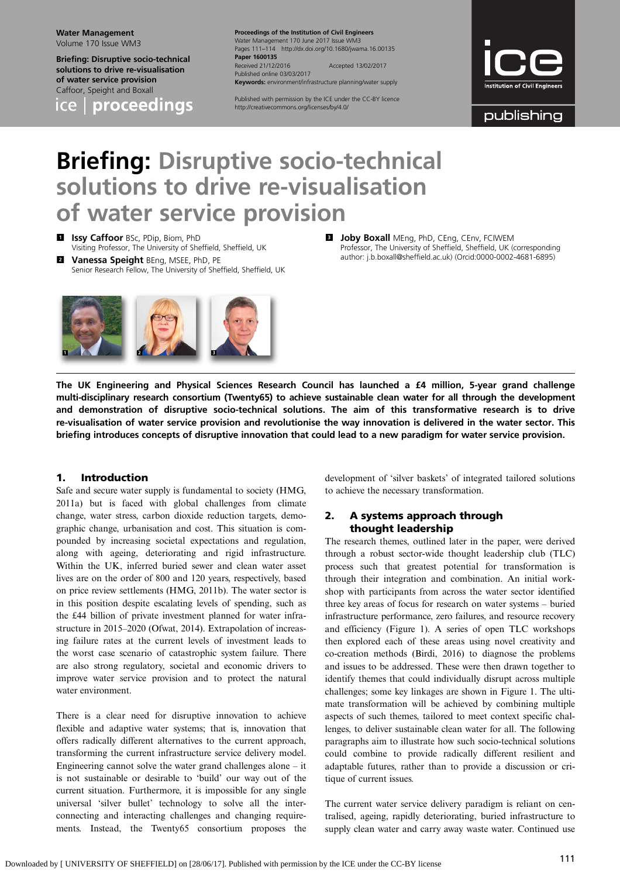# Briefing: Disruptive socio-technical solutions to drive re-visualisation of water service provision

**1 Issy Caffoor** BSc, PDip, Biom, PhD
Visiting Professor, The University of Sheffield, Sheffield, UK

**2 Vanessa Speight** BEng, MSEE, PhD, PE
Senior Research Fellow, The University of Sheffield, Sheffield, UK

**3 Joby Boxall** MEng, PhD, CEng, CEnv, FCIWEM
Professor, The University of Sheffield, Sheffield, UK (corresponding author: j.b.boxall@sheffield.ac.uk) (Orcid:0000-0002-4681-6895)

**The UK Engineering and Physical Sciences Research Council has launched a £4 million, 5-year grand challenge multi-disciplinary research consortium (Twenty65) to achieve sustainable clean water for all through the development and demonstration of disruptive socio-technical solutions. The aim of this transformative research is to drive re-visualisation of water service provision and revolutionise the way innovation is delivered in the water sector. This briefing introduces concepts of disruptive innovation that could lead to a new paradigm for water service provision.**

## 1. Introduction

Safe and secure water supply is fundamental to society (HMG, 2011a) but is faced with global challenges from climate change, water stress, carbon dioxide reduction targets, demographic change, urbanisation and cost. This situation is compounded by increasing societal expectations and regulation, along with ageing, deteriorating and rigid infrastructure. Within the UK, inferred buried sewer and clean water asset lives are on the order of 800 and 120 years, respectively, based on price review settlements (HMG, 2011b). The water sector is in this position despite escalating levels of spending, such as the £44 billion of private investment planned for water infrastructure in 2015–2020 (Ofwat, 2014). Extrapolation of increasing failure rates at the current levels of investment leads to the worst case scenario of catastrophic system failure. There are also strong regulatory, societal and economic drivers to improve water service provision and to protect the natural water environment.

There is a clear need for disruptive innovation to achieve flexible and adaptive water systems; that is, innovation that offers radically different alternatives to the current approach, transforming the current infrastructure service delivery model. Engineering cannot solve the water grand challenges alone – it is not sustainable or desirable to 'build' our way out of the current situation. Furthermore, it is impossible for any single universal 'silver bullet' technology to solve all the interconnecting and interacting challenges and changing requirements. Instead, the Twenty65 consortium proposes the development of 'silver baskets' of integrated tailored solutions to achieve the necessary transformation.

## 2. A systems approach through thought leadership

The research themes, outlined later in the paper, were derived through a robust sector-wide thought leadership club (TLC) process such that greatest potential for transformation is through their integration and combination. An initial workshop with participants from across the water sector identified three key areas of focus for research on water systems – buried infrastructure performance, zero failures, and resource recovery and efficiency (Figure 1). A series of open TLC workshops then explored each of these areas using novel creativity and co-creation methods (Birdi, 2016) to diagnose the problems and issues to be addressed. These were then drawn together to identify themes that could individually disrupt across multiple challenges; some key linkages are shown in Figure 1. The ultimate transformation will be achieved by combining multiple aspects of such themes, tailored to meet context specific challenges, to deliver sustainable clean water for all. The following paragraphs aim to illustrate how such socio-technical solutions could combine to provide radically different resilient and adaptable futures, rather than to provide a discussion or critique of current issues.

The current water service delivery paradigm is reliant on centralised, ageing, rapidly deteriorating, buried infrastructure to supply clean water and carry away waste water. Continued use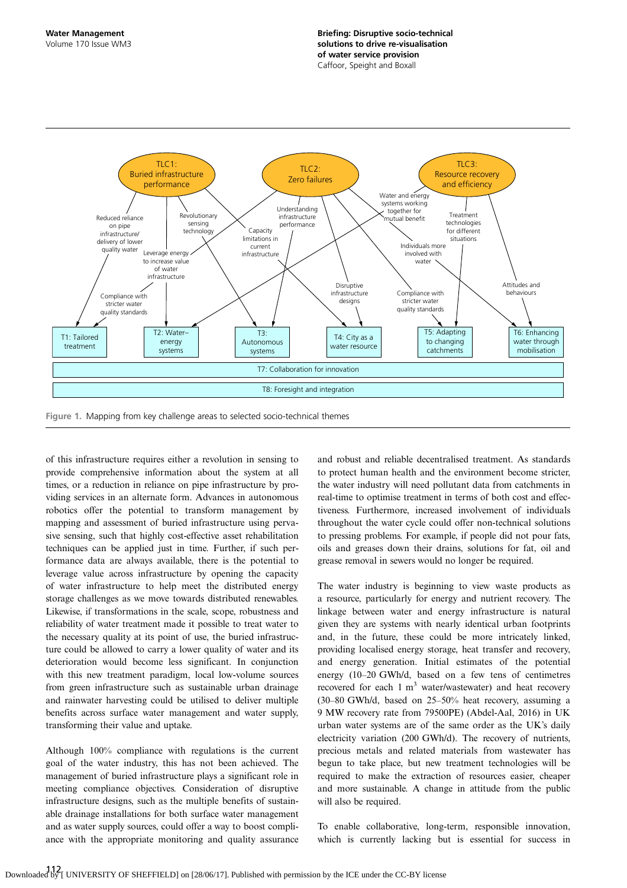TLC1:
Buried infrastructure performance

TLC2:
Zero failures

TLC3:
Resource recovery and efficiency

Reduced reliance on pipe infrastructure/ delivery of lower quality water

Revolutionary sensing technology

Capacity limitations in current infrastructure

Understanding infrastructure performance

Water and energy systems working together for mutual benefit

Treatment technologies for different situations

Leverage energy to increase value of water infrastructure

Individuals more involved with water

Disruptive infrastructure designs

Compliance with stricter water quality standards

Compliance with stricter water quality standards

Attitudes and behaviours

T1: Tailored treatment

T2: Water–energy systems

T3: Autonomous systems

T4: City as a water resource

T5: Adapting to changing catchments

T6: Enhancing water through mobilisation

T7: Collaboration for innovation

T8: Foresight and integration

**Figure 1.** Mapping from key challenge areas to selected socio-technical themes

of this infrastructure requires either a revolution in sensing to provide comprehensive information about the system at all times, or a reduction in reliance on pipe infrastructure by providing services in an alternate form. Advances in autonomous robotics offer the potential to transform management by mapping and assessment of buried infrastructure using pervasive sensing, such that highly cost-effective asset rehabilitation techniques can be applied just in time. Further, if such performance data are always available, there is the potential to leverage value across infrastructure by opening the capacity of water infrastructure to help meet the distributed energy storage challenges as we move towards distributed renewables. Likewise, if transformations in the scale, scope, robustness and reliability of water treatment made it possible to treat water to the necessary quality at its point of use, the buried infrastructure could be allowed to carry a lower quality of water and its deterioration would become less significant. In conjunction with this new treatment paradigm, local low-volume sources from green infrastructure such as sustainable urban drainage and rainwater harvesting could be utilised to deliver multiple benefits across surface water management and water supply, transforming their value and uptake.

Although 100% compliance with regulations is the current goal of the water industry, this has not been achieved. The management of buried infrastructure plays a significant role in meeting compliance objectives. Consideration of disruptive infrastructure designs, such as the multiple benefits of sustainable drainage installations for both surface water management and as water supply sources, could offer a way to boost compliance with the appropriate monitoring and quality assurance and robust and reliable decentralised treatment. As standards to protect human health and the environment become stricter, the water industry will need pollutant data from catchments in real-time to optimise treatment in terms of both cost and effectiveness. Furthermore, increased involvement of individuals throughout the water cycle could offer non-technical solutions to pressing problems. For example, if people did not pour fats, oils and greases down their drains, solutions for fat, oil and grease removal in sewers would no longer be required.

The water industry is beginning to view waste products as a resource, particularly for energy and nutrient recovery. The linkage between water and energy infrastructure is natural given they are systems with nearly identical urban footprints and, in the future, these could be more intricately linked, providing localised energy storage, heat transfer and recovery, and energy generation. Initial estimates of the potential energy (10–20 GWh/d, based on a few tens of centimetres recovered for each 1 $m^3$ water/wastewater) and heat recovery (30–80 GWh/d, based on 25–50% heat recovery, assuming a 9 MW recovery rate from 79500PE) (Abdel-Aal, 2016) in UK urban water systems are of the same order as the UK's daily electricity variation (200 GWh/d). The recovery of nutrients, precious metals and related materials from wastewater has begun to take place, but new treatment technologies will be required to make the extraction of resources easier, cheaper and more sustainable. A change in attitude from the public will also be required.

To enable collaborative, long-term, responsible innovation, which is currently lacking but is essential for success in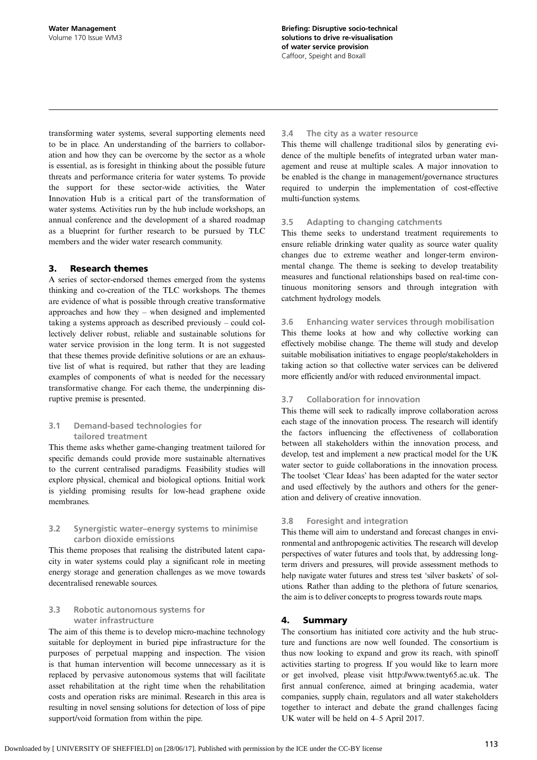transforming water systems, several supporting elements need to be in place. An understanding of the barriers to collaboration and how they can be overcome by the sector as a whole is essential, as is foresight in thinking about the possible future threats and performance criteria for water systems. To provide the support for these sector-wide activities, the Water Innovation Hub is a critical part of the transformation of water systems. Activities run by the hub include workshops, an annual conference and the development of a shared roadmap as a blueprint for further research to be pursued by TLC members and the wider water research community.

## 3. Research themes

A series of sector-endorsed themes emerged from the systems thinking and co-creation of the TLC workshops. The themes are evidence of what is possible through creative transformative approaches and how they – when designed and implemented taking a systems approach as described previously – could collectively deliver robust, reliable and sustainable solutions for water service provision in the long term. It is not suggested that these themes provide definitive solutions or are an exhaustive list of what is required, but rather that they are leading examples of components of what is needed for the necessary transformative change. For each theme, the underpinning disruptive premise is presented.

### 3.1 Demand-based technologies for tailored treatment

This theme asks whether game-changing treatment tailored for specific demands could provide more sustainable alternatives to the current centralised paradigms. Feasibility studies will explore physical, chemical and biological options. Initial work is yielding promising results for low-head graphene oxide membranes.

### 3.2 Synergistic water–energy systems to minimise carbon dioxide emissions

This theme proposes that realising the distributed latent capacity in water systems could play a significant role in meeting energy storage and generation challenges as we move towards decentralised renewable sources.

### 3.3 Robotic autonomous systems for water infrastructure

The aim of this theme is to develop micro-machine technology suitable for deployment in buried pipe infrastructure for the purposes of perpetual mapping and inspection. The vision is that human intervention will become unnecessary as it is replaced by pervasive autonomous systems that will facilitate asset rehabilitation at the right time when the rehabilitation costs and operation risks are minimal. Research in this area is resulting in novel sensing solutions for detection of loss of pipe support/void formation from within the pipe.

### 3.4 The city as a water resource

This theme will challenge traditional silos by generating evidence of the multiple benefits of integrated urban water management and reuse at multiple scales. A major innovation to be enabled is the change in management/governance structures required to underpin the implementation of cost-effective multi-function systems.

### 3.5 Adapting to changing catchments

This theme seeks to understand treatment requirements to ensure reliable drinking water quality as source water quality changes due to extreme weather and longer-term environmental change. The theme is seeking to develop treatability measures and functional relationships based on real-time continuous monitoring sensors and through integration with catchment hydrology models.

### 3.6 Enhancing water services through mobilisation

This theme looks at how and why collective working can effectively mobilise change. The theme will study and develop suitable mobilisation initiatives to engage people/stakeholders in taking action so that collective water services can be delivered more efficiently and/or with reduced environmental impact.

### 3.7 Collaboration for innovation

This theme will seek to radically improve collaboration across each stage of the innovation process. The research will identify the factors influencing the effectiveness of collaboration between all stakeholders within the innovation process, and develop, test and implement a new practical model for the UK water sector to guide collaborations in the innovation process. The toolset 'Clear Ideas' has been adapted for the water sector and used effectively by the authors and others for the generation and delivery of creative innovation.

### 3.8 Foresight and integration

This theme will aim to understand and forecast changes in environmental and anthropogenic activities. The research will develop perspectives of water futures and tools that, by addressing long-term drivers and pressures, will provide assessment methods to help navigate water futures and stress test 'silver baskets' of solutions. Rather than adding to the plethora of future scenarios, the aim is to deliver concepts to progress towards route maps.

## 4. Summary

The consortium has initiated core activity and the hub structure and functions are now well founded. The consortium is thus now looking to expand and grow its reach, with spinoff activities starting to progress. If you would like to learn more or get involved, please visit http://www.twenty65.ac.uk. The first annual conference, aimed at bringing academia, water companies, supply chain, regulators and all water stakeholders together to interact and debate the grand challenges facing UK water will be held on 4–5 April 2017.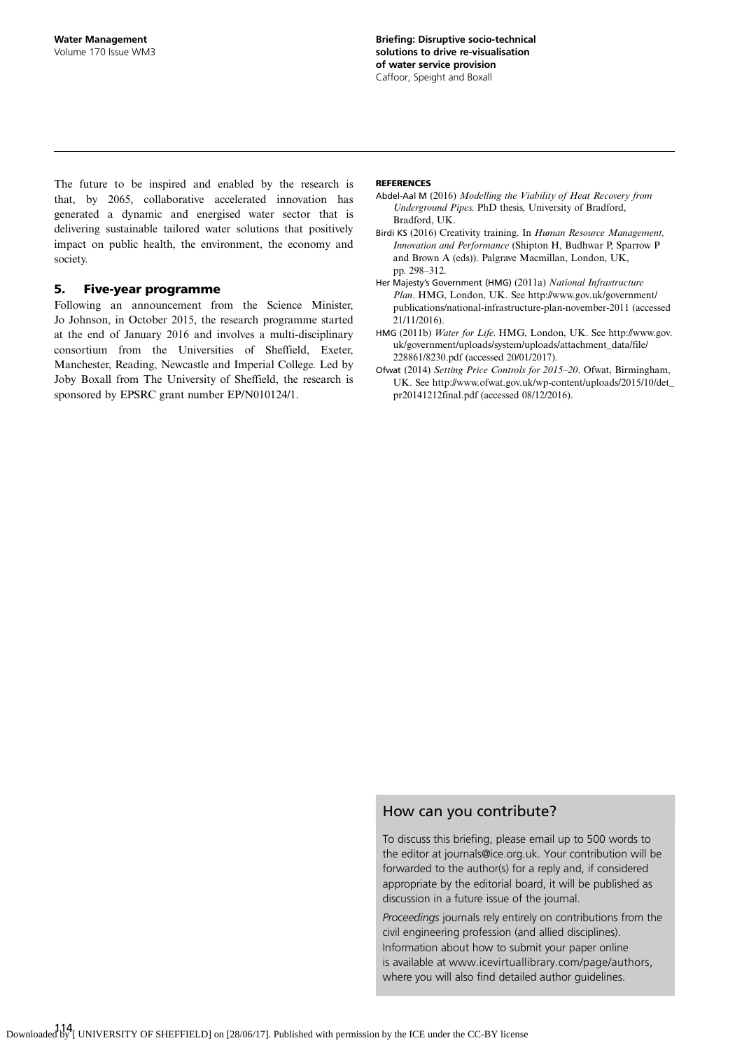The future to be inspired and enabled by the research is that, by 2065, collaborative accelerated innovation has generated a dynamic and energised water sector that is delivering sustainable tailored water solutions that positively impact on public health, the environment, the economy and society.

## 5. Five-year programme

Following an announcement from the Science Minister, Jo Johnson, in October 2015, the research programme started at the end of January 2016 and involves a multi-disciplinary consortium from the Universities of Sheffield, Exeter, Manchester, Reading, Newcastle and Imperial College. Led by Joby Boxall from The University of Sheffield, the research is sponsored by EPSRC grant number EP/N010124/1.

## REFERENCES

Abdel-Aal M (2016) *Modelling the Viability of Heat Recovery from Underground Pipes*. PhD thesis, University of Bradford, Bradford, UK.

Birdi KS (2016) Creativity training. In *Human Resource Management, Innovation and Performance* (Shipton H, Budhwar P, Sparrow P and Brown A (eds)). Palgrave Macmillan, London, UK, pp. 298–312.

Her Majesty's Government (HMG) (2011a) *National Infrastructure Plan*. HMG, London, UK. See http://www.gov.uk/government/publications/national-infrastructure-plan-november-2011 (accessed 21/11/2016).

HMG (2011b) *Water for Life*. HMG, London, UK. See http://www.gov.uk/government/uploads/system/uploads/attachment_data/file/228861/8230.pdf (accessed 20/01/2017).

Ofwat (2014) *Setting Price Controls for 2015–20*. Ofwat, Birmingham, UK. See http://www.ofwat.gov.uk/wp-content/uploads/2015/10/det_pr20141212final.pdf (accessed 08/12/2016).

### How can you contribute?

To discuss this briefing, please email up to 500 words to the editor at journals@ice.org.uk. Your contribution will be forwarded to the author(s) for a reply and, if considered appropriate by the editorial board, it will be published as discussion in a future issue of the journal.

*Proceedings* journals rely entirely on contributions from the civil engineering profession (and allied disciplines). Information about how to submit your paper online is available at www.icevirtuallibrary.com/page/authors, where you will also find detailed author guidelines.